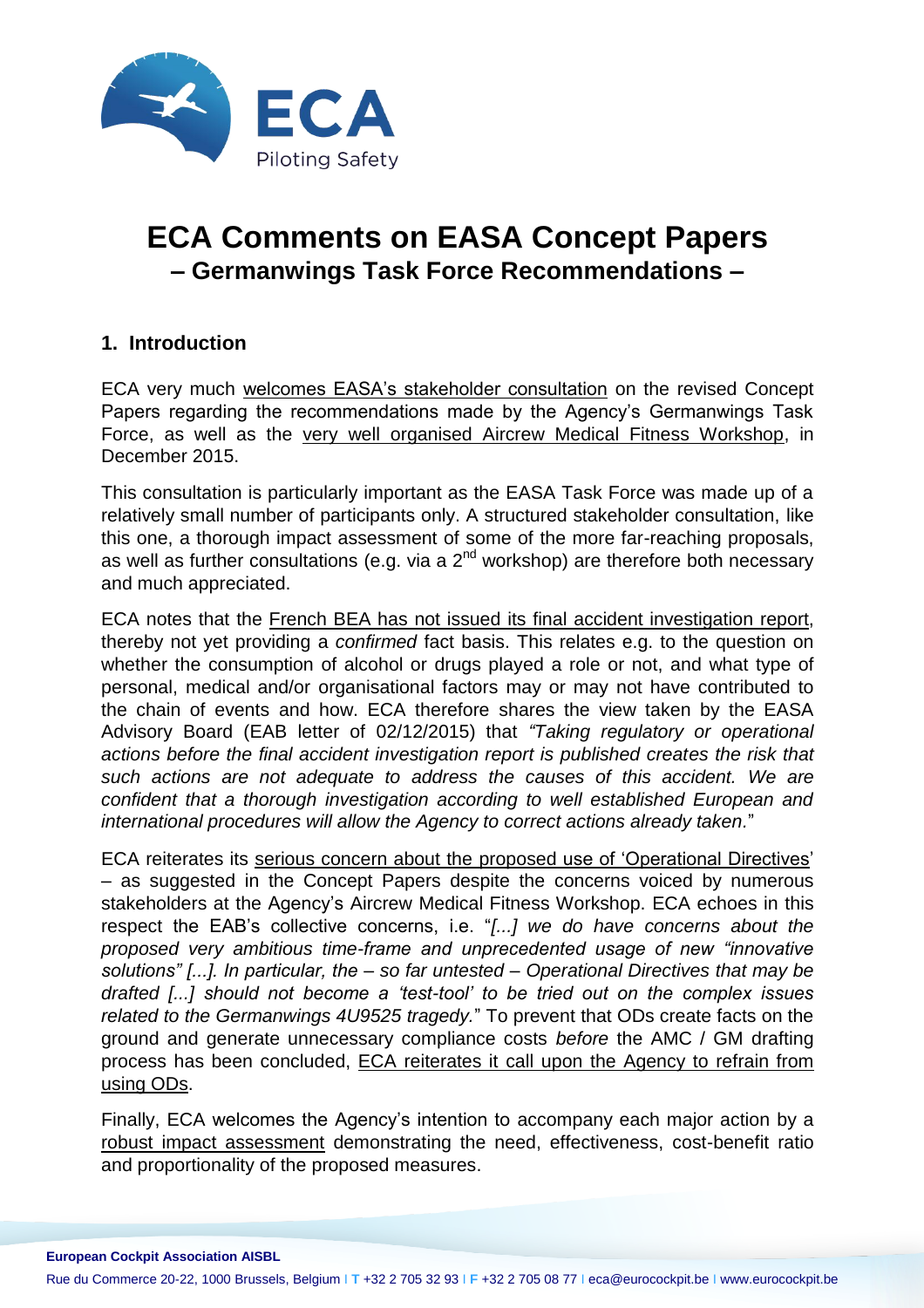# ECA Comments on EASA Concept Papers

## – Germanwings Task Force Recommendations –

### 1. Introduction

ECA very much welcomes EASA's stakeholder consultation on the revised Concept Papers regarding the recommendations made by the Agency's Germanwings Task Force, as well as the very well organised Aircrew Medical Fitness Workshop, in December 2015.

This consultation is particularly important as the EASA Task Force was made up of a relatively small number of participants only. A structured stakeholder consultation, like this one, a thorough impact assessment of some of the more far-reaching proposals, as well as further consultations (e.g. via a 2nd workshop) are therefore both necessary and much appreciated.

ECA notes that the French BEA has not issued its final accident investigation report, thereby not yet providing a *confirmed* fact basis. This relates e.g. to the question on whether the consumption of alcohol or drugs played a role or not, and what type of personal, medical and/or organisational factors may or may not have contributed to the chain of events and how. ECA therefore shares the view taken by the EASA Advisory Board (EAB letter of 02/12/2015) that *"Taking regulatory or operational actions before the final accident investigation report is published creates the risk that such actions are not adequate to address the causes of this accident. We are confident that a thorough investigation according to well established European and international procedures will allow the Agency to correct actions already taken.*"

ECA reiterates its serious concern about the proposed use of 'Operational Directives' – as suggested in the Concept Papers despite the concerns voiced by numerous stakeholders at the Agency's Aircrew Medical Fitness Workshop. ECA echoes in this respect the EAB's collective concerns, i.e. "*[...] we do have concerns about the proposed very ambitious time-frame and unprecedented usage of new "innovative solutions" [...]. In particular, the – so far untested – Operational Directives that may be drafted [...] should not become a 'test-tool' to be tried out on the complex issues related to the Germanwings 4U9525 tragedy.*" To prevent that ODs create facts on the ground and generate unnecessary compliance costs *before* the AMC / GM drafting process has been concluded, ECA reiterates it call upon the Agency to refrain from using ODs.

Finally, ECA welcomes the Agency's intention to accompany each major action by a robust impact assessment demonstrating the need, effectiveness, cost-benefit ratio and proportionality of the proposed measures.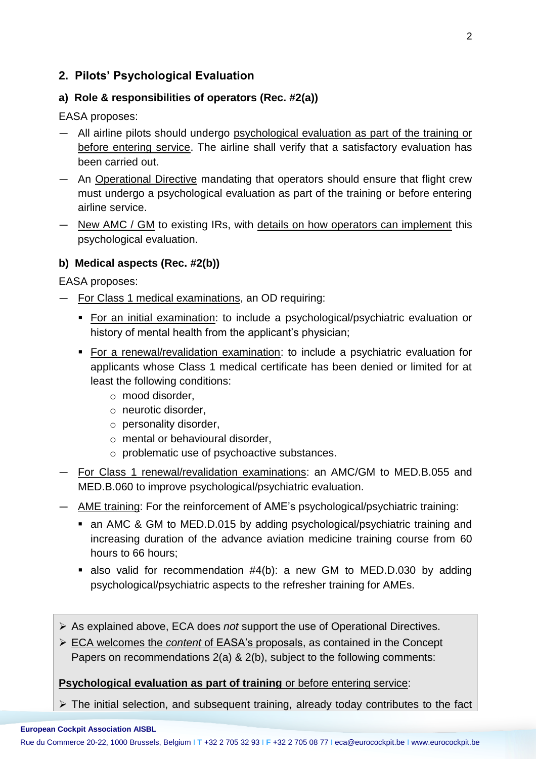## 2. Pilots' Psychological Evaluation

### a) Role & responsibilities of operators (Rec. #2(a))

EASA proposes:

- All airline pilots should undergo psychological evaluation as part of the training or before entering service. The airline shall verify that a satisfactory evaluation has been carried out.
- An Operational Directive mandating that operators should ensure that flight crew must undergo a psychological evaluation as part of the training or before entering airline service.
- New AMC / GM to existing IRs, with details on how operators can implement this psychological evaluation.

### b) Medical aspects (Rec. #2(b))

EASA proposes:

- For Class 1 medical examinations, an OD requiring:
  - For an initial examination: to include a psychological/psychiatric evaluation or history of mental health from the applicant's physician;
  - For a renewal/revalidation examination: to include a psychiatric evaluation for applicants whose Class 1 medical certificate has been denied or limited for at least the following conditions:
    - mood disorder,
    - neurotic disorder,
    - personality disorder,
    - mental or behavioural disorder,
    - problematic use of psychoactive substances.
- For Class 1 renewal/revalidation examinations: an AMC/GM to MED.B.055 and MED.B.060 to improve psychological/psychiatric evaluation.
- AME training: For the reinforcement of AME's psychological/psychiatric training:
  - an AMC & GM to MED.D.015 by adding psychological/psychiatric training and increasing duration of the advance aviation medicine training course from 60 hours to 66 hours;
  - also valid for recommendation #4(b): a new GM to MED.D.030 by adding psychological/psychiatric aspects to the refresher training for AMEs.

> - As explained above, ECA does *not* support the use of Operational Directives.
> - ECA welcomes the *content* of EASA's proposals, as contained in the Concept Papers on recommendations 2(a) & 2(b), subject to the following comments:
>
> **Psychological evaluation as part of training** or before entering service:
>
> - The initial selection, and subsequent training, already today contributes to the fact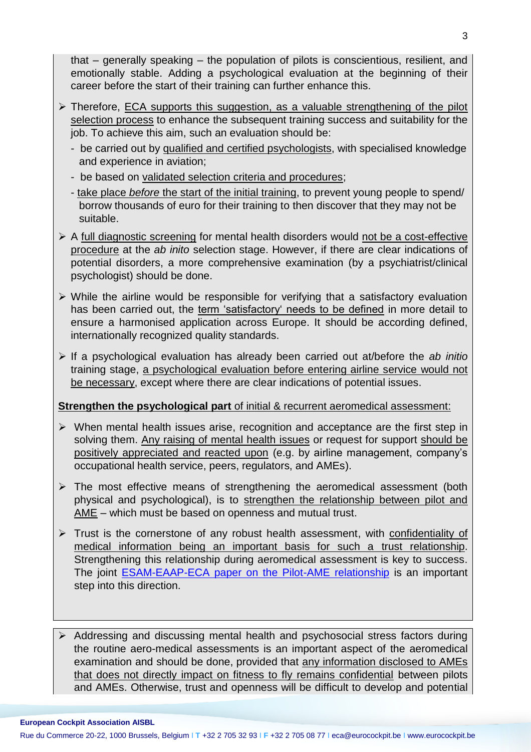that – generally speaking – the population of pilots is conscientious, resilient, and emotionally stable. Adding a psychological evaluation at the beginning of their career before the start of their training can further enhance this.

- Therefore, ECA supports this suggestion, as a valuable strengthening of the pilot selection process to enhance the subsequent training success and suitability for the job. To achieve this aim, such an evaluation should be:
  - be carried out by qualified and certified psychologists, with specialised knowledge and experience in aviation;
  - be based on validated selection criteria and procedures;
  - take place *before* the start of the initial training, to prevent young people to spend/ borrow thousands of euro for their training to then discover that they may not be suitable.
- A full diagnostic screening for mental health disorders would not be a cost-effective procedure at the *ab inito* selection stage. However, if there are clear indications of potential disorders, a more comprehensive examination (by a psychiatrist/clinical psychologist) should be done.
- While the airline would be responsible for verifying that a satisfactory evaluation has been carried out, the term 'satisfactory' needs to be defined in more detail to ensure a harmonised application across Europe. It should be according defined, internationally recognized quality standards.
- If a psychological evaluation has already been carried out at/before the *ab initio* training stage, a psychological evaluation before entering airline service would not be necessary, except where there are clear indications of potential issues.

**Strengthen the psychological part** of initial & recurrent aeromedical assessment:

- When mental health issues arise, recognition and acceptance are the first step in solving them. Any raising of mental health issues or request for support should be positively appreciated and reacted upon (e.g. by airline management, company's occupational health service, peers, regulators, and AMEs).
- The most effective means of strengthening the aeromedical assessment (both physical and psychological), is to strengthen the relationship between pilot and AME – which must be based on openness and mutual trust.
- Trust is the cornerstone of any robust health assessment, with confidentiality of medical information being an important basis for such a trust relationship. Strengthening this relationship during aeromedical assessment is key to success. The joint ESAM-EAAP-ECA paper on the Pilot-AME relationship is an important step into this direction.

- Addressing and discussing mental health and psychosocial stress factors during the routine aero-medical assessments is an important aspect of the aeromedical examination and should be done, provided that any information disclosed to AMEs that does not directly impact on fitness to fly remains confidential between pilots and AMEs. Otherwise, trust and openness will be difficult to develop and potential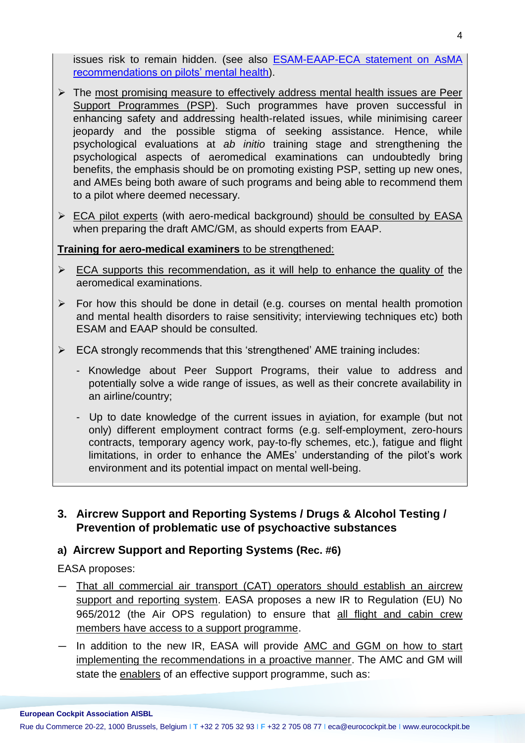issues risk to remain hidden. (see also [ESAM-EAAP-ECA statement on AsMA recommendations on pilots' mental health](#)).

- The most promising measure to effectively address mental health issues are Peer Support Programmes (PSP). Such programmes have proven successful in enhancing safety and addressing health-related issues, while minimising career jeopardy and the possible stigma of seeking assistance. Hence, while psychological evaluations at *ab initio* training stage and strengthening the psychological aspects of aeromedical examinations can undoubtedly bring benefits, the emphasis should be on promoting existing PSP, setting up new ones, and AMEs being both aware of such programs and being able to recommend them to a pilot where deemed necessary.
- ECA pilot experts (with aero-medical background) should be consulted by EASA when preparing the draft AMC/GM, as should experts from EAAP.

**Training for aero-medical examiners** to be strengthened:

- ECA supports this recommendation, as it will help to enhance the quality of the aeromedical examinations.
- For how this should be done in detail (e.g. courses on mental health promotion and mental health disorders to raise sensitivity; interviewing techniques etc) both ESAM and EAAP should be consulted.
- ECA strongly recommends that this 'strengthened' AME training includes:
  - Knowledge about Peer Support Programs, their value to address and potentially solve a wide range of issues, as well as their concrete availability in an airline/country;
  - Up to date knowledge of the current issues in aviation, for example (but not only) different employment contract forms (e.g. self-employment, zero-hours contracts, temporary agency work, pay-to-fly schemes, etc.), fatigue and flight limitations, in order to enhance the AMEs' understanding of the pilot's work environment and its potential impact on mental well-being.

## 3. Aircrew Support and Reporting Systems / Drugs & Alcohol Testing / Prevention of problematic use of psychoactive substances

### a) Aircrew Support and Reporting Systems (Rec. #6)

EASA proposes:

- That all commercial air transport (CAT) operators should establish an aircrew support and reporting system. EASA proposes a new IR to Regulation (EU) No 965/2012 (the Air OPS regulation) to ensure that all flight and cabin crew members have access to a support programme.
- In addition to the new IR, EASA will provide AMC and GGM on how to start implementing the recommendations in a proactive manner. The AMC and GM will state the enablers of an effective support programme, such as: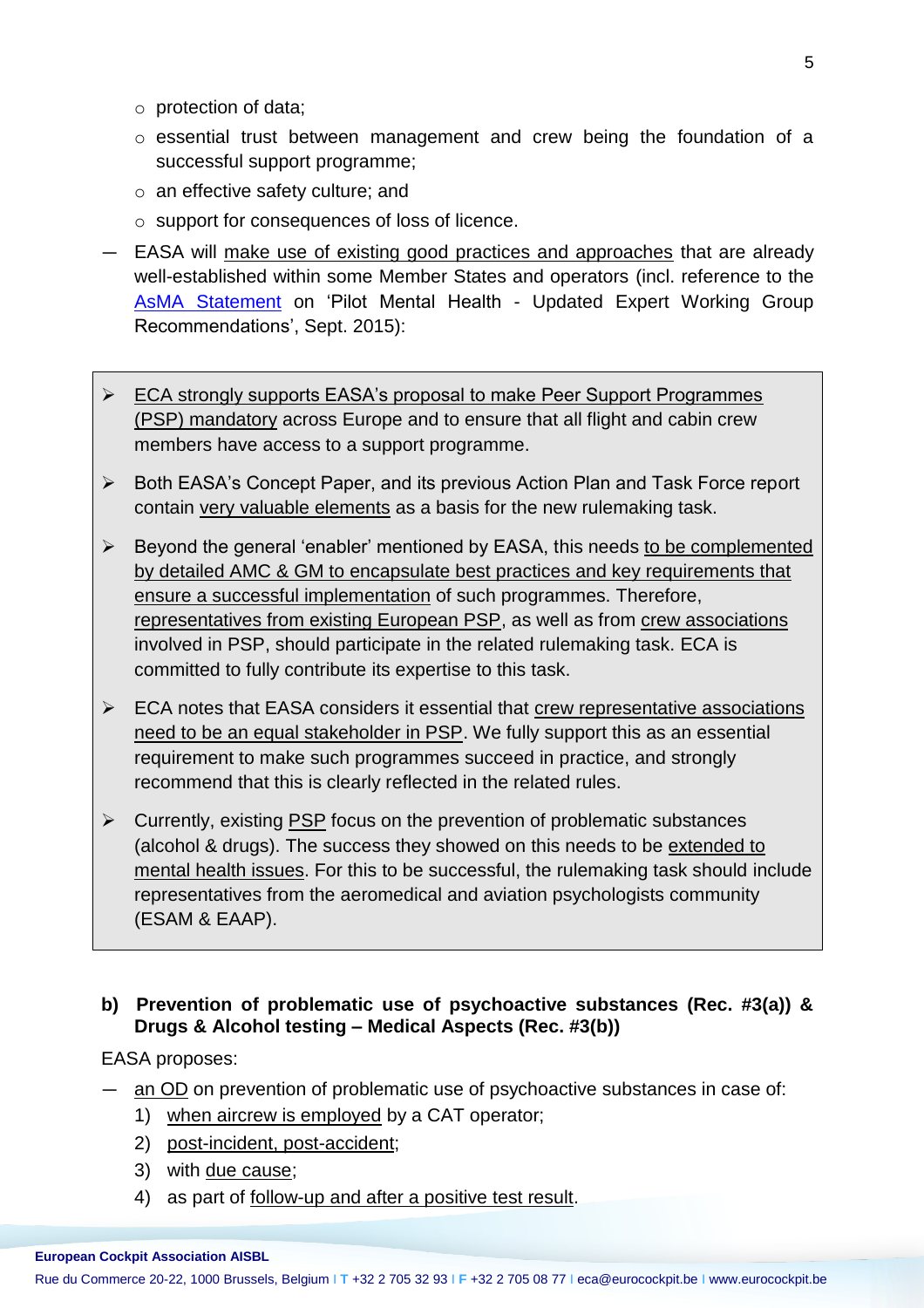- protection of data;
  - essential trust between management and crew being the foundation of a successful support programme;
  - an effective safety culture; and
  - support for consequences of loss of licence.
- EASA will make use of existing good practices and approaches that are already well-established within some Member States and operators (incl. reference to the AsMA Statement on 'Pilot Mental Health - Updated Expert Working Group Recommendations', Sept. 2015):

> - ECA strongly supports EASA's proposal to make Peer Support Programmes (PSP) mandatory across Europe and to ensure that all flight and cabin crew members have access to a support programme.
> - Both EASA's Concept Paper, and its previous Action Plan and Task Force report contain very valuable elements as a basis for the new rulemaking task.
> - Beyond the general 'enabler' mentioned by EASA, this needs to be complemented by detailed AMC & GM to encapsulate best practices and key requirements that ensure a successful implementation of such programmes. Therefore, representatives from existing European PSP, as well as from crew associations involved in PSP, should participate in the related rulemaking task. ECA is committed to fully contribute its expertise to this task.
> - ECA notes that EASA considers it essential that crew representative associations need to be an equal stakeholder in PSP. We fully support this as an essential requirement to make such programmes succeed in practice, and strongly recommend that this is clearly reflected in the related rules.
> - Currently, existing PSP focus on the prevention of problematic substances (alcohol & drugs). The success they showed on this needs to be extended to mental health issues. For this to be successful, the rulemaking task should include representatives from the aeromedical and aviation psychologists community (ESAM & EAAP).

**b) Prevention of problematic use of psychoactive substances (Rec. #3(a)) & Drugs & Alcohol testing – Medical Aspects (Rec. #3(b))**

EASA proposes:

- an OD on prevention of problematic use of psychoactive substances in case of:
  1) when aircrew is employed by a CAT operator;
  2) post-incident, post-accident;
  3) with due cause;
  4) as part of follow-up and after a positive test result.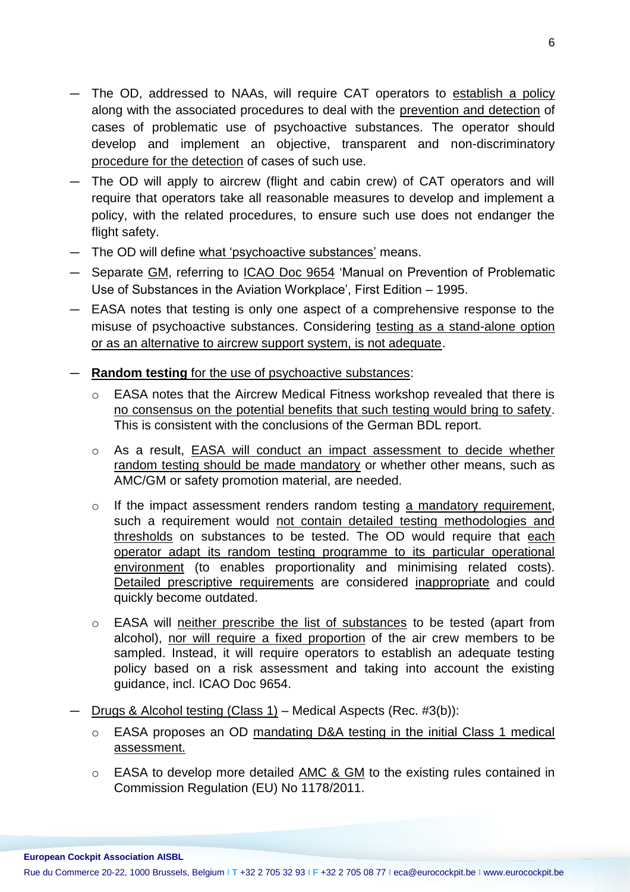- The OD, addressed to NAAs, will require CAT operators to establish a policy along with the associated procedures to deal with the prevention and detection of cases of problematic use of psychoactive substances. The operator should develop and implement an objective, transparent and non-discriminatory procedure for the detection of cases of such use.
- The OD will apply to aircrew (flight and cabin crew) of CAT operators and will require that operators take all reasonable measures to develop and implement a policy, with the related procedures, to ensure such use does not endanger the flight safety.
- The OD will define what 'psychoactive substances' means.
- Separate GM, referring to ICAO Doc 9654 'Manual on Prevention of Problematic Use of Substances in the Aviation Workplace', First Edition – 1995.
- EASA notes that testing is only one aspect of a comprehensive response to the misuse of psychoactive substances. Considering testing as a stand-alone option or as an alternative to aircrew support system, is not adequate.
- **Random testing** for the use of psychoactive substances:
  - EASA notes that the Aircrew Medical Fitness workshop revealed that there is no consensus on the potential benefits that such testing would bring to safety. This is consistent with the conclusions of the German BDL report.
  - As a result, EASA will conduct an impact assessment to decide whether random testing should be made mandatory or whether other means, such as AMC/GM or safety promotion material, are needed.
  - If the impact assessment renders random testing a mandatory requirement, such a requirement would not contain detailed testing methodologies and thresholds on substances to be tested. The OD would require that each operator adapt its random testing programme to its particular operational environment (to enables proportionality and minimising related costs). Detailed prescriptive requirements are considered inappropriate and could quickly become outdated.
  - EASA will neither prescribe the list of substances to be tested (apart from alcohol), nor will require a fixed proportion of the air crew members to be sampled. Instead, it will require operators to establish an adequate testing policy based on a risk assessment and taking into account the existing guidance, incl. ICAO Doc 9654.
- Drugs & Alcohol testing (Class 1) – Medical Aspects (Rec. #3(b)):
  - EASA proposes an OD mandating D&A testing in the initial Class 1 medical assessment.
  - EASA to develop more detailed AMC & GM to the existing rules contained in Commission Regulation (EU) No 1178/2011.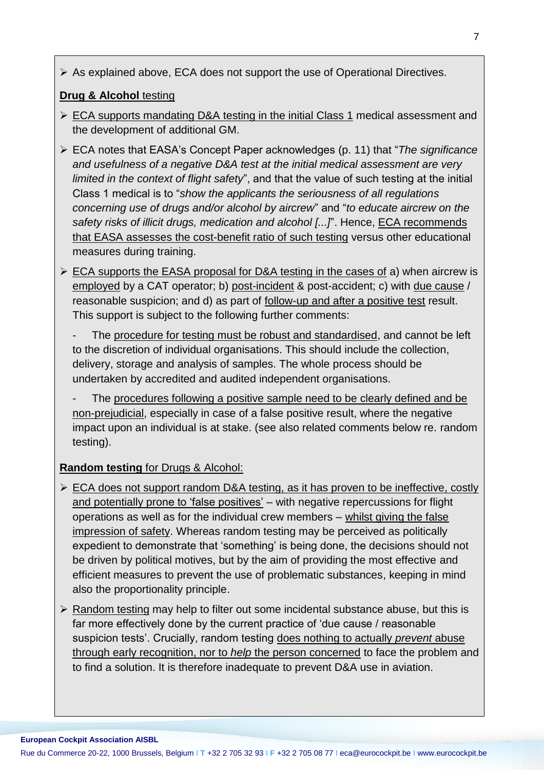- As explained above, ECA does not support the use of Operational Directives.

**Drug & Alcohol** testing

- ECA supports mandating D&A testing in the initial Class 1 medical assessment and the development of additional GM.
- ECA notes that EASA's Concept Paper acknowledges (p. 11) that "*The significance and usefulness of a negative D&A test at the initial medical assessment are very limited in the context of flight safety*", and that the value of such testing at the initial Class 1 medical is to "*show the applicants the seriousness of all regulations concerning use of drugs and/or alcohol by aircrew*" and "*to educate aircrew on the safety risks of illicit drugs, medication and alcohol [...]*". Hence, ECA recommends that EASA assesses the cost-benefit ratio of such testing versus other educational measures during training.
- ECA supports the EASA proposal for D&A testing in the cases of a) when aircrew is employed by a CAT operator; b) post-incident & post-accident; c) with due cause / reasonable suspicion; and d) as part of follow-up and after a positive test result. This support is subject to the following further comments:

  - The procedure for testing must be robust and standardised, and cannot be left to the discretion of individual organisations. This should include the collection, delivery, storage and analysis of samples. The whole process should be undertaken by accredited and audited independent organisations.

  - The procedures following a positive sample need to be clearly defined and be non-prejudicial, especially in case of a false positive result, where the negative impact upon an individual is at stake. (see also related comments below re. random testing).

**Random testing** for Drugs & Alcohol:

- ECA does not support random D&A testing, as it has proven to be ineffective, costly and potentially prone to 'false positives' – with negative repercussions for flight operations as well as for the individual crew members – whilst giving the false impression of safety. Whereas random testing may be perceived as politically expedient to demonstrate that 'something' is being done, the decisions should not be driven by political motives, but by the aim of providing the most effective and efficient measures to prevent the use of problematic substances, keeping in mind also the proportionality principle.
- Random testing may help to filter out some incidental substance abuse, but this is far more effectively done by the current practice of 'due cause / reasonable suspicion tests'. Crucially, random testing does nothing to actually *prevent* abuse through early recognition, nor to *help* the person concerned to face the problem and to find a solution. It is therefore inadequate to prevent D&A use in aviation.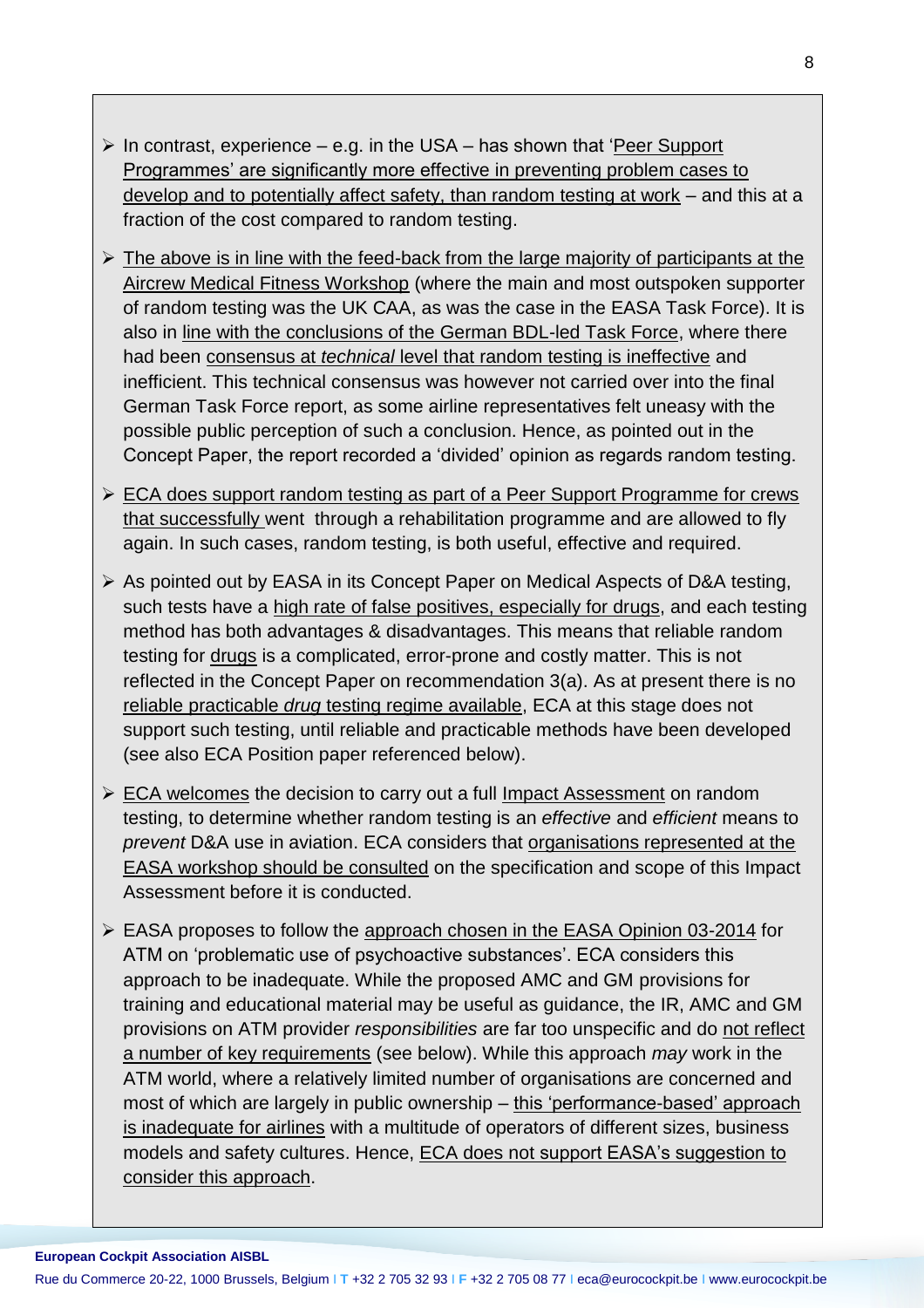- In contrast, experience – e.g. in the USA – has shown that 'Peer Support Programmes' are significantly more effective in preventing problem cases to develop and to potentially affect safety, than random testing at work – and this at a fraction of the cost compared to random testing.

- The above is in line with the feed-back from the large majority of participants at the Aircrew Medical Fitness Workshop (where the main and most outspoken supporter of random testing was the UK CAA, as was the case in the EASA Task Force). It is also in line with the conclusions of the German BDL-led Task Force, where there had been consensus at *technical* level that random testing is ineffective and inefficient. This technical consensus was however not carried over into the final German Task Force report, as some airline representatives felt uneasy with the possible public perception of such a conclusion. Hence, as pointed out in the Concept Paper, the report recorded a 'divided' opinion as regards random testing.

- ECA does support random testing as part of a Peer Support Programme for crews that successfully went through a rehabilitation programme and are allowed to fly again. In such cases, random testing, is both useful, effective and required.

- As pointed out by EASA in its Concept Paper on Medical Aspects of D&A testing, such tests have a high rate of false positives, especially for drugs, and each testing method has both advantages & disadvantages. This means that reliable random testing for drugs is a complicated, error-prone and costly matter. This is not reflected in the Concept Paper on recommendation 3(a). As at present there is no reliable practicable *drug* testing regime available, ECA at this stage does not support such testing, until reliable and practicable methods have been developed (see also ECA Position paper referenced below).

- ECA welcomes the decision to carry out a full Impact Assessment on random testing, to determine whether random testing is an *effective* and *efficient* means to *prevent* D&A use in aviation. ECA considers that organisations represented at the EASA workshop should be consulted on the specification and scope of this Impact Assessment before it is conducted.

- EASA proposes to follow the approach chosen in the EASA Opinion 03-2014 for ATM on 'problematic use of psychoactive substances'. ECA considers this approach to be inadequate. While the proposed AMC and GM provisions for training and educational material may be useful as guidance, the IR, AMC and GM provisions on ATM provider *responsibilities* are far too unspecific and do not reflect a number of key requirements (see below). While this approach *may* work in the ATM world, where a relatively limited number of organisations are concerned and most of which are largely in public ownership – this 'performance-based' approach is inadequate for airlines with a multitude of operators of different sizes, business models and safety cultures. Hence, ECA does not support EASA's suggestion to consider this approach.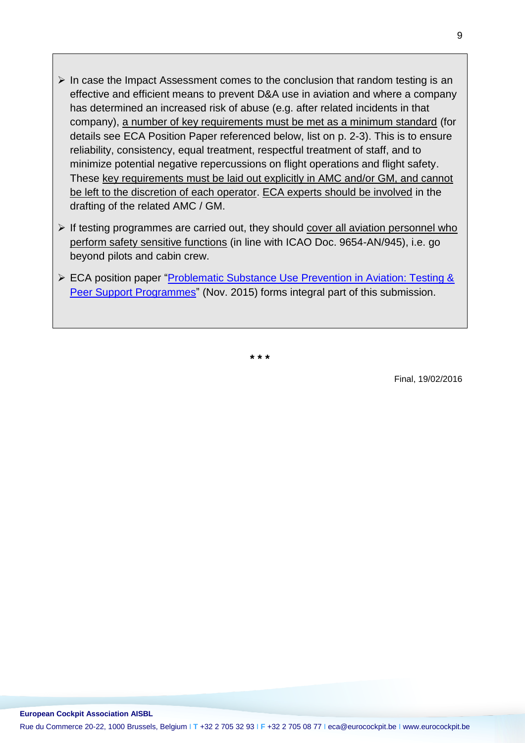- In case the Impact Assessment comes to the conclusion that random testing is an effective and efficient means to prevent D&A use in aviation and where a company has determined an increased risk of abuse (e.g. after related incidents in that company), <u>a number of key requirements must be met as a minimum standard</u> (for details see ECA Position Paper referenced below, list on p. 2-3). This is to ensure reliability, consistency, equal treatment, respectful treatment of staff, and to minimize potential negative repercussions on flight operations and flight safety. These <u>key requirements must be laid out explicitly in AMC and/or GM, and cannot be left to the discretion of each operator</u>. <u>ECA experts should be involved</u> in the drafting of the related AMC / GM.
- If testing programmes are carried out, they should <u>cover all aviation personnel who perform safety sensitive functions</u> (in line with ICAO Doc. 9654-AN/945), i.e. go beyond pilots and cabin crew.
- ECA position paper "[Problematic Substance Use Prevention in Aviation: Testing & Peer Support Programmes]" (Nov. 2015) forms integral part of this submission.

\* \* \*

Final, 19/02/2016

**European Cockpit Association AISBL**

Rue du Commerce 20-22, 1000 Brussels, Belgium I **T** +32 2 705 32 93 I **F** +32 2 705 08 77 I eca@eurocockpit.be I www.eurocockpit.be